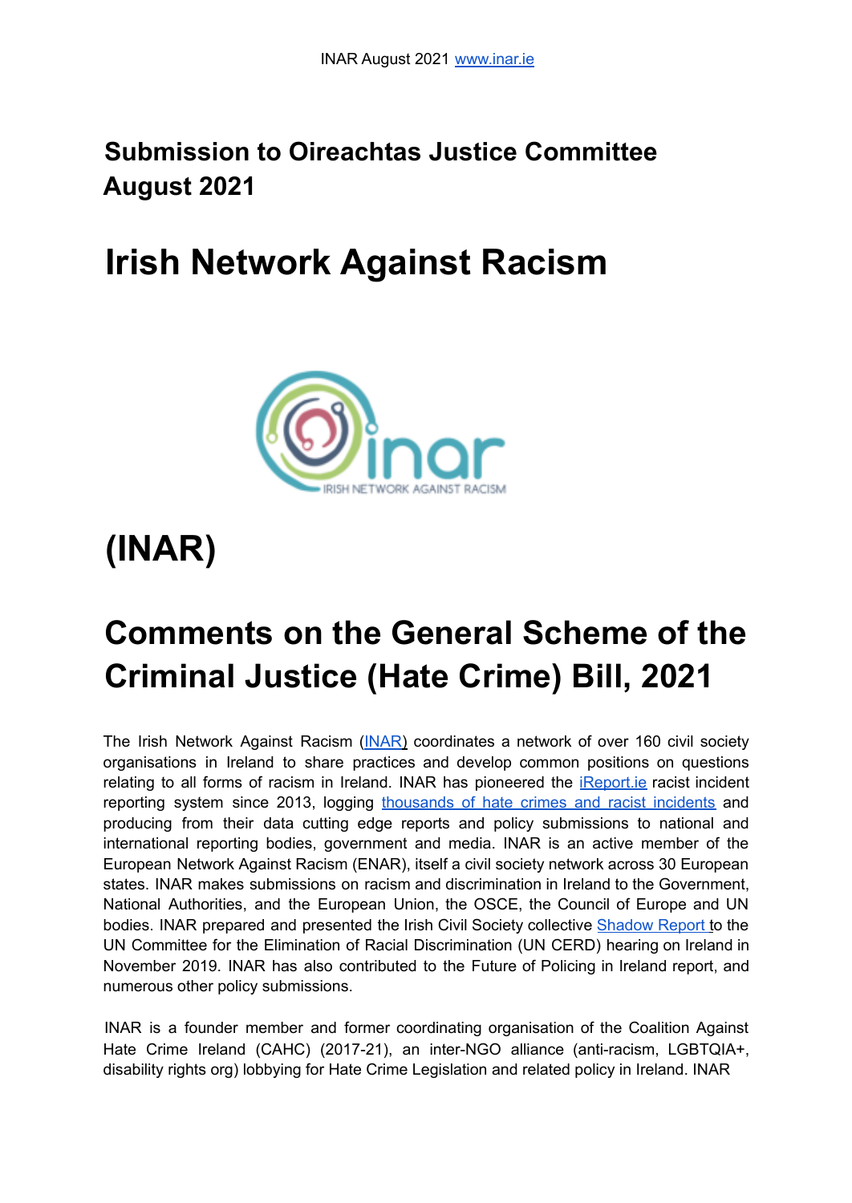INAR August 2021 www.inar.ie

## Submission to Oireachtas Justice Committee August 2021

# Irish Network Against Racism

# (INAR)

# Comments on the General Scheme of the Criminal Justice (Hate Crime) Bill, 2021

The Irish Network Against Racism (INAR) coordinates a network of over 160 civil society organisations in Ireland to share practices and develop common positions on questions relating to all forms of racism in Ireland. INAR has pioneered the iReport.ie racist incident reporting system since 2013, logging thousands of hate crimes and racist incidents and producing from their data cutting edge reports and policy submissions to national and international reporting bodies, government and media. INAR is an active member of the European Network Against Racism (ENAR), itself a civil society network across 30 European states. INAR makes submissions on racism and discrimination in Ireland to the Government, National Authorities, and the European Union, the OSCE, the Council of Europe and UN bodies. INAR prepared and presented the Irish Civil Society collective Shadow Report to the UN Committee for the Elimination of Racial Discrimination (UN CERD) hearing on Ireland in November 2019. INAR has also contributed to the Future of Policing in Ireland report, and numerous other policy submissions.

INAR is a founder member and former coordinating organisation of the Coalition Against Hate Crime Ireland (CAHC) (2017-21), an inter-NGO alliance (anti-racism, LGBTQIA+, disability rights org) lobbying for Hate Crime Legislation and related policy in Ireland. INAR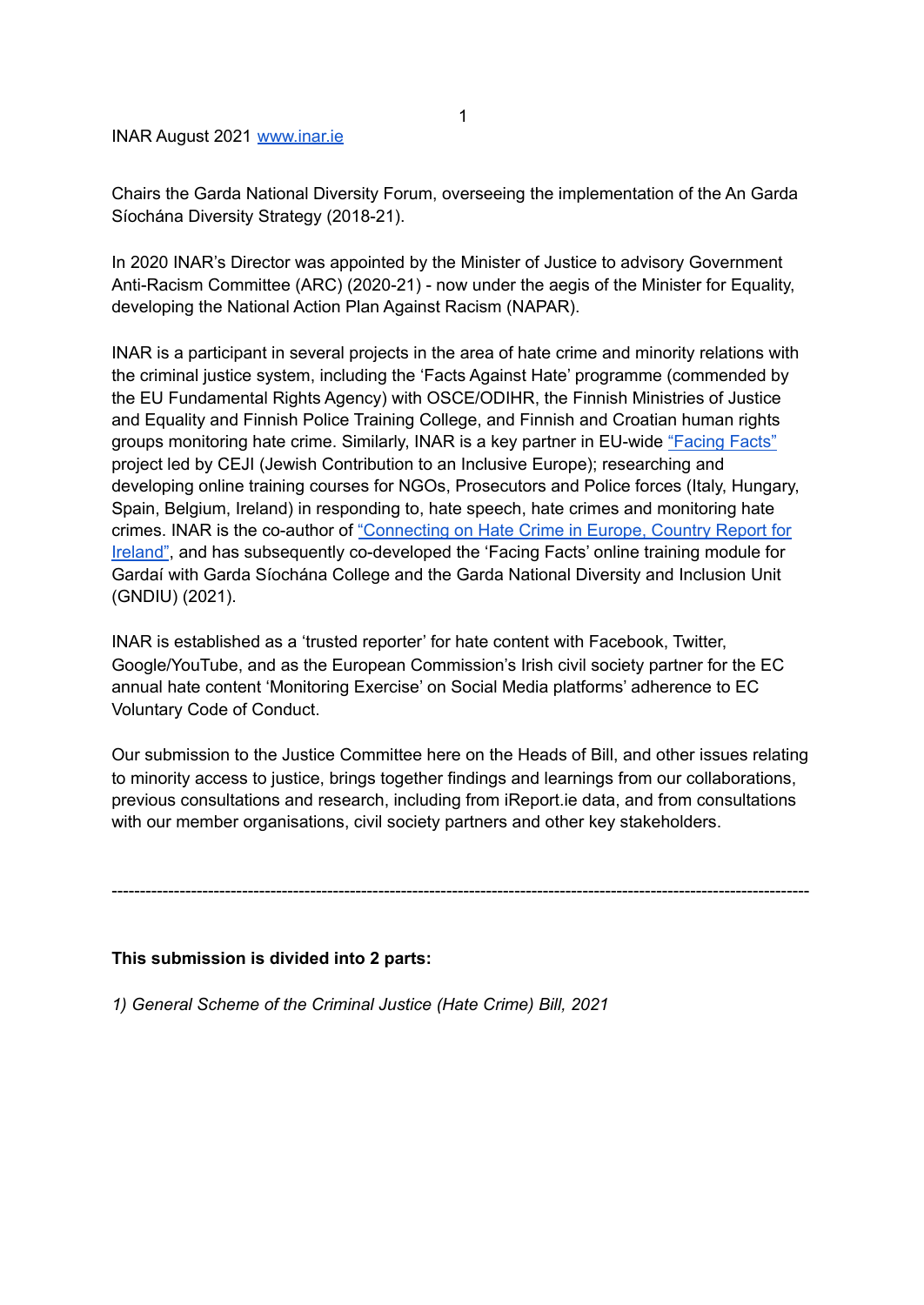INAR August 2021 [www.inar.ie](http://www.inar.ie)

Chairs the Garda National Diversity Forum, overseeing the implementation of the An Garda Síochána Diversity Strategy (2018-21).

In 2020 INAR's Director was appointed by the Minister of Justice to advisory Government Anti-Racism Committee (ARC) (2020-21) - now under the aegis of the Minister for Equality, developing the National Action Plan Against Racism (NAPAR).

INAR is a participant in several projects in the area of hate crime and minority relations with the criminal justice system, including the 'Facts Against Hate' programme (commended by the EU Fundamental Rights Agency) with OSCE/ODIHR, the Finnish Ministries of Justice and Equality and Finnish Police Training College, and Finnish and Croatian human rights groups monitoring hate crime. Similarly, INAR is a key partner in EU-wide "Facing Facts" project led by CEJI (Jewish Contribution to an Inclusive Europe); researching and developing online training courses for NGOs, Prosecutors and Police forces (Italy, Hungary, Spain, Belgium, Ireland) in responding to, hate speech, hate crimes and monitoring hate crimes. INAR is the co-author of "Connecting on Hate Crime in Europe, Country Report for Ireland", and has subsequently co-developed the 'Facing Facts' online training module for Gardaí with Garda Síochána College and the Garda National Diversity and Inclusion Unit (GNDIU) (2021).

INAR is established as a 'trusted reporter' for hate content with Facebook, Twitter, Google/YouTube, and as the European Commission's Irish civil society partner for the EC annual hate content 'Monitoring Exercise' on Social Media platforms' adherence to EC Voluntary Code of Conduct.

Our submission to the Justice Committee here on the Heads of Bill, and other issues relating to minority access to justice, brings together findings and learnings from our collaborations, previous consultations and research, including from iReport.ie data, and from consultations with our member organisations, civil society partners and other key stakeholders.

---

**This submission is divided into 2 parts:**

*1) General Scheme of the Criminal Justice (Hate Crime) Bill, 2021*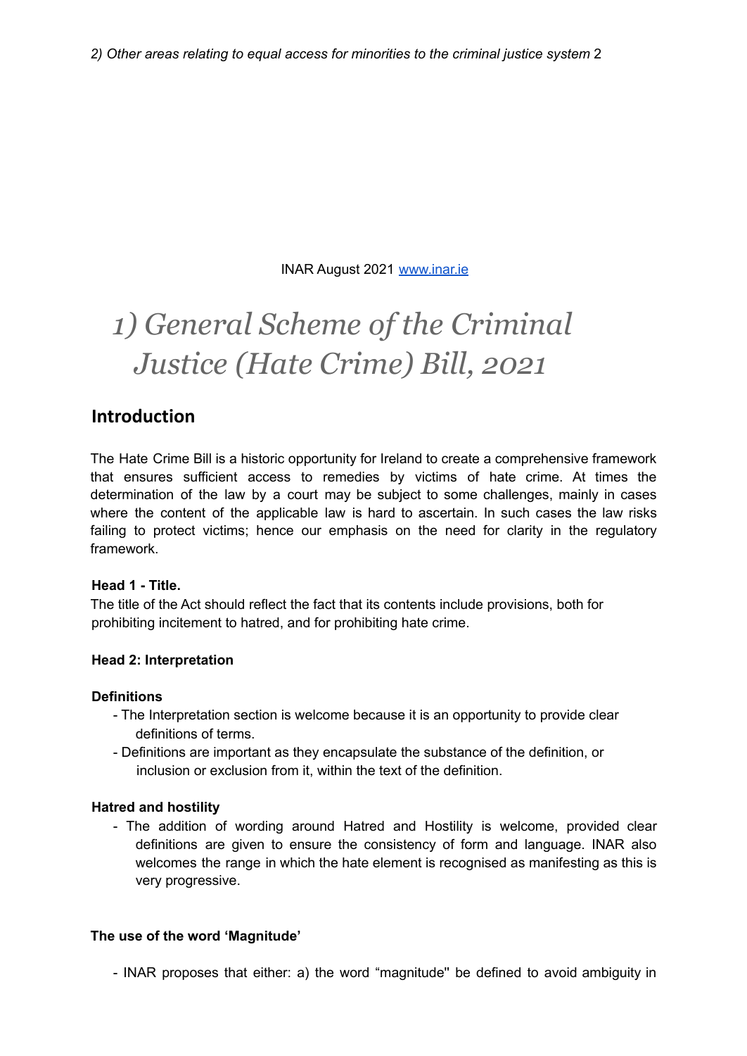2) Other areas relating to equal access for minorities to the criminal justice system 2

INAR August 2021 [www.inar.ie](http://www.inar.ie)

# *1) General Scheme of the Criminal Justice (Hate Crime) Bill, 2021*

## Introduction

The Hate Crime Bill is a historic opportunity for Ireland to create a comprehensive framework that ensures sufficient access to remedies by victims of hate crime. At times the determination of the law by a court may be subject to some challenges, mainly in cases where the content of the applicable law is hard to ascertain. In such cases the law risks failing to protect victims; hence our emphasis on the need for clarity in the regulatory framework.

**Head 1 - Title.**

The title of the Act should reflect the fact that its contents include provisions, both for prohibiting incitement to hatred, and for prohibiting hate crime.

**Head 2: Interpretation**

**Definitions**

- The Interpretation section is welcome because it is an opportunity to provide clear definitions of terms.
- Definitions are important as they encapsulate the substance of the definition, or inclusion or exclusion from it, within the text of the definition.

**Hatred and hostility**

- The addition of wording around Hatred and Hostility is welcome, provided clear definitions are given to ensure the consistency of form and language. INAR also welcomes the range in which the hate element is recognised as manifesting as this is very progressive.

**The use of the word 'Magnitude'**

- INAR proposes that either: a) the word "magnitude" be defined to avoid ambiguity in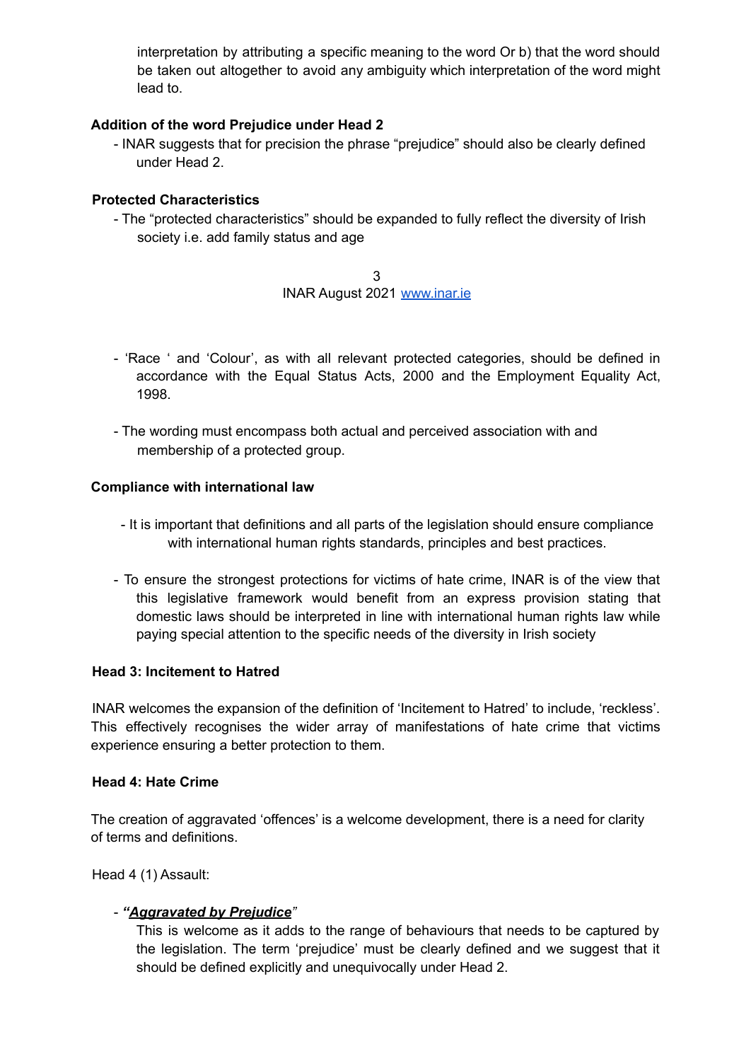interpretation by attributing a specific meaning to the word Or b) that the word should be taken out altogether to avoid any ambiguity which interpretation of the word might lead to.

**Addition of the word Prejudice under Head 2**

- INAR suggests that for precision the phrase "prejudice" should also be clearly defined under Head 2.

**Protected Characteristics**

- The "protected characteristics" should be expanded to fully reflect the diversity of Irish society i.e. add family status and age

- 'Race ' and 'Colour', as with all relevant protected categories, should be defined in accordance with the Equal Status Acts, 2000 and the Employment Equality Act, 1998.

- The wording must encompass both actual and perceived association with and membership of a protected group.

**Compliance with international law**

- It is important that definitions and all parts of the legislation should ensure compliance with international human rights standards, principles and best practices.

- To ensure the strongest protections for victims of hate crime, INAR is of the view that this legislative framework would benefit from an express provision stating that domestic laws should be interpreted in line with international human rights law while paying special attention to the specific needs of the diversity in Irish society

**Head 3: Incitement to Hatred**

INAR welcomes the expansion of the definition of 'Incitement to Hatred' to include, 'reckless'. This effectively recognises the wider array of manifestations of hate crime that victims experience ensuring a better protection to them.

**Head 4: Hate Crime**

The creation of aggravated 'offences' is a welcome development, there is a need for clarity of terms and definitions.

Head 4 (1) Assault:

- ***"Aggravated by Prejudice"***

  This is welcome as it adds to the range of behaviours that needs to be captured by the legislation. The term 'prejudice' must be clearly defined and we suggest that it should be defined explicitly and unequivocally under Head 2.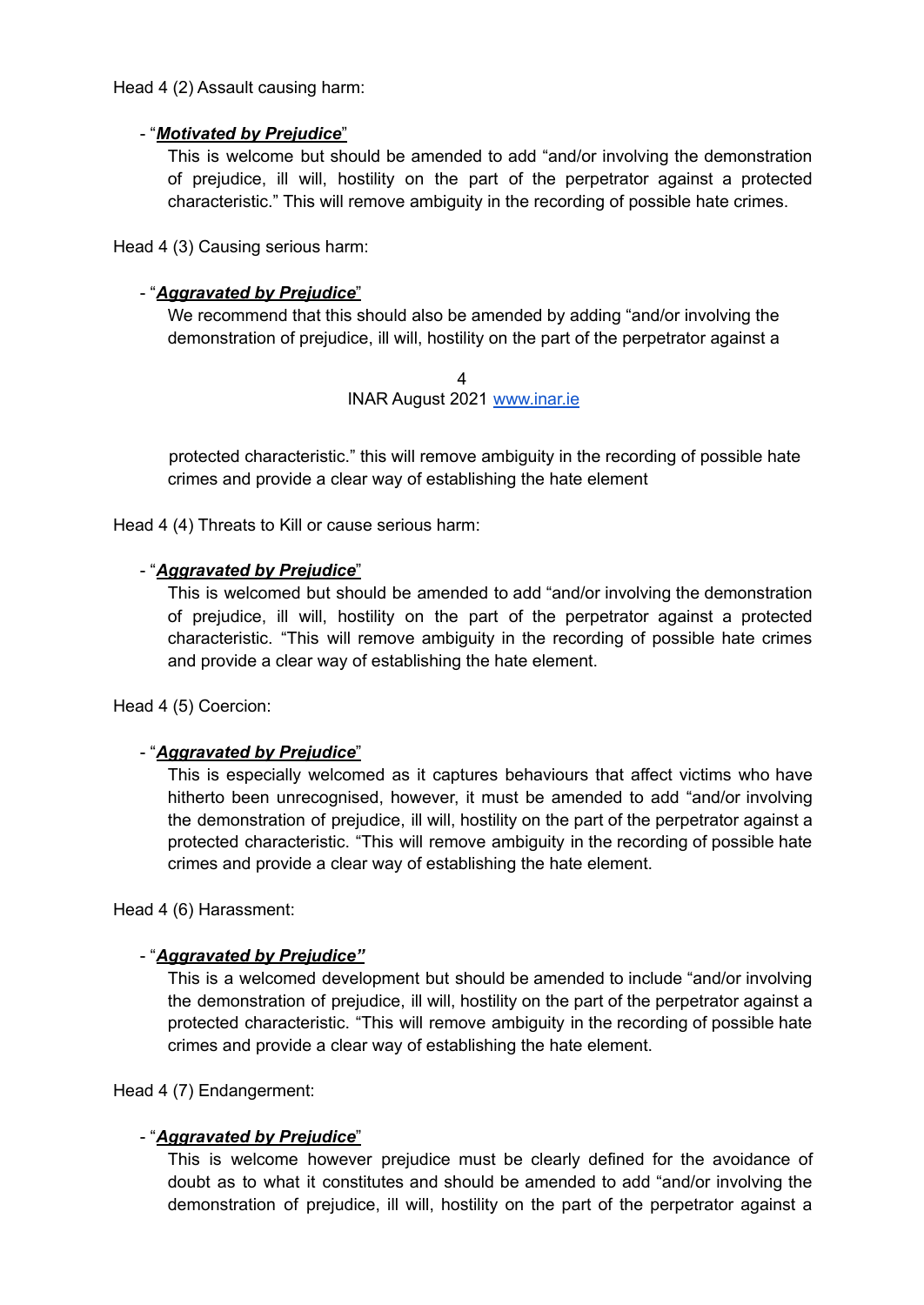Head 4 (2) Assault causing harm:

- "***Motivated by Prejudice***"

  This is welcome but should be amended to add "and/or involving the demonstration of prejudice, ill will, hostility on the part of the perpetrator against a protected characteristic." This will remove ambiguity in the recording of possible hate crimes.

Head 4 (3) Causing serious harm:

- "***Aggravated by Prejudice***"

  We recommend that this should also be amended by adding "and/or involving the demonstration of prejudice, ill will, hostility on the part of the perpetrator against a protected characteristic." this will remove ambiguity in the recording of possible hate crimes and provide a clear way of establishing the hate element

Head 4 (4) Threats to Kill or cause serious harm:

- "***Aggravated by Prejudice***"

  This is welcomed but should be amended to add "and/or involving the demonstration of prejudice, ill will, hostility on the part of the perpetrator against a protected characteristic. "This will remove ambiguity in the recording of possible hate crimes and provide a clear way of establishing the hate element.

Head 4 (5) Coercion:

- "***Aggravated by Prejudice***"

  This is especially welcomed as it captures behaviours that affect victims who have hitherto been unrecognised, however, it must be amended to add "and/or involving the demonstration of prejudice, ill will, hostility on the part of the perpetrator against a protected characteristic. "This will remove ambiguity in the recording of possible hate crimes and provide a clear way of establishing the hate element.

Head 4 (6) Harassment:

- "***Aggravated by Prejudice"***

  This is a welcomed development but should be amended to include "and/or involving the demonstration of prejudice, ill will, hostility on the part of the perpetrator against a protected characteristic. "This will remove ambiguity in the recording of possible hate crimes and provide a clear way of establishing the hate element.

Head 4 (7) Endangerment:

- "***Aggravated by Prejudice***"

  This is welcome however prejudice must be clearly defined for the avoidance of doubt as to what it constitutes and should be amended to add "and/or involving the demonstration of prejudice, ill will, hostility on the part of the perpetrator against a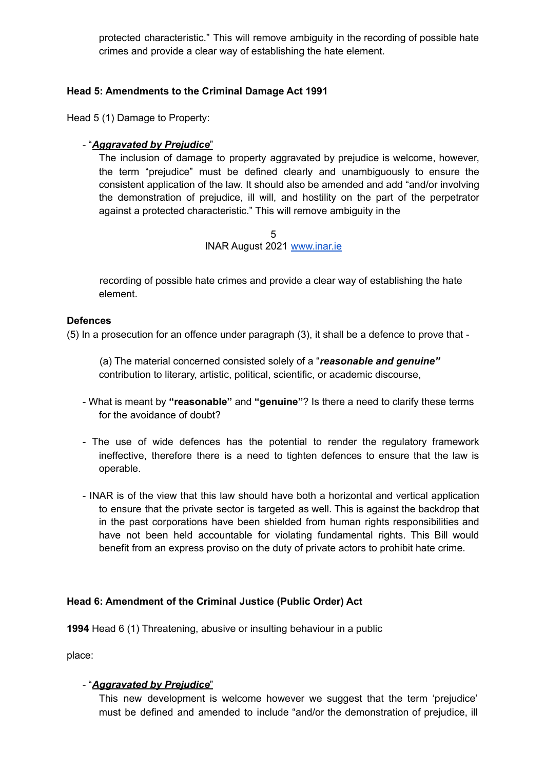protected characteristic." This will remove ambiguity in the recording of possible hate crimes and provide a clear way of establishing the hate element.

**Head 5: Amendments to the Criminal Damage Act 1991**

Head 5 (1) Damage to Property:

- "***Aggravated by Prejudice***"

  The inclusion of damage to property aggravated by prejudice is welcome, however, the term "prejudice" must be defined clearly and unambiguously to ensure the consistent application of the law. It should also be amended and add "and/or involving the demonstration of prejudice, ill will, and hostility on the part of the perpetrator against a protected characteristic." This will remove ambiguity in the recording of possible hate crimes and provide a clear way of establishing the hate element.

**Defences**

(5) In a prosecution for an offence under paragraph (3), it shall be a defence to prove that -

(a) The material concerned consisted solely of a "***reasonable and genuine"*** contribution to literary, artistic, political, scientific, or academic discourse,

- What is meant by **"reasonable"** and **"genuine"**? Is there a need to clarify these terms for the avoidance of doubt?

- The use of wide defences has the potential to render the regulatory framework ineffective, therefore there is a need to tighten defences to ensure that the law is operable.

- INAR is of the view that this law should have both a horizontal and vertical application to ensure that the private sector is targeted as well. This is against the backdrop that in the past corporations have been shielded from human rights responsibilities and have not been held accountable for violating fundamental rights. This Bill would benefit from an express proviso on the duty of private actors to prohibit hate crime.

**Head 6: Amendment of the Criminal Justice (Public Order) Act**

**1994** Head 6 (1) Threatening, abusive or insulting behaviour in a public

place:

- "***Aggravated by Prejudice***"

  This new development is welcome however we suggest that the term 'prejudice' must be defined and amended to include "and/or the demonstration of prejudice, ill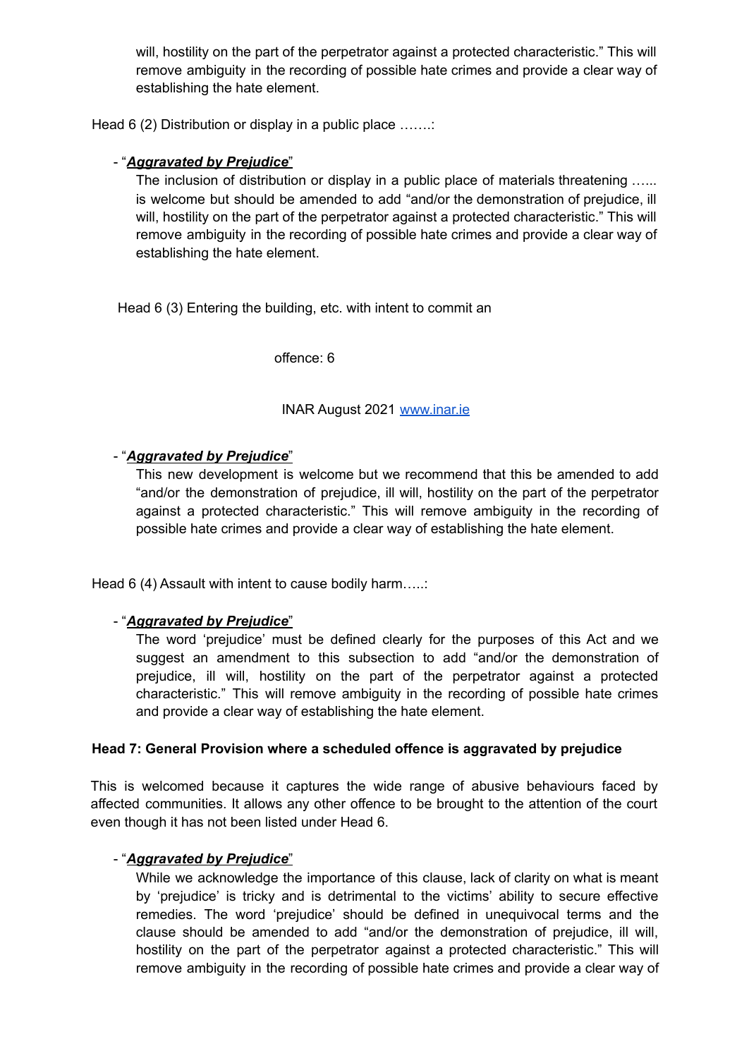will, hostility on the part of the perpetrator against a protected characteristic." This will remove ambiguity in the recording of possible hate crimes and provide a clear way of establishing the hate element.

Head 6 (2) Distribution or display in a public place …….:

- "***Aggravated by Prejudice***"

  The inclusion of distribution or display in a public place of materials threatening …... is welcome but should be amended to add "and/or the demonstration of prejudice, ill will, hostility on the part of the perpetrator against a protected characteristic." This will remove ambiguity in the recording of possible hate crimes and provide a clear way of establishing the hate element.

Head 6 (3) Entering the building, etc. with intent to commit an offence:

- "***Aggravated by Prejudice***"

  This new development is welcome but we recommend that this be amended to add "and/or the demonstration of prejudice, ill will, hostility on the part of the perpetrator against a protected characteristic." This will remove ambiguity in the recording of possible hate crimes and provide a clear way of establishing the hate element.

Head 6 (4) Assault with intent to cause bodily harm…..:

- "***Aggravated by Prejudice***"

  The word 'prejudice' must be defined clearly for the purposes of this Act and we suggest an amendment to this subsection to add "and/or the demonstration of prejudice, ill will, hostility on the part of the perpetrator against a protected characteristic." This will remove ambiguity in the recording of possible hate crimes and provide a clear way of establishing the hate element.

**Head 7: General Provision where a scheduled offence is aggravated by prejudice**

This is welcomed because it captures the wide range of abusive behaviours faced by affected communities. It allows any other offence to be brought to the attention of the court even though it has not been listed under Head 6.

- "***Aggravated by Prejudice***"

  While we acknowledge the importance of this clause, lack of clarity on what is meant by 'prejudice' is tricky and is detrimental to the victims' ability to secure effective remedies. The word 'prejudice' should be defined in unequivocal terms and the clause should be amended to add "and/or the demonstration of prejudice, ill will, hostility on the part of the perpetrator against a protected characteristic." This will remove ambiguity in the recording of possible hate crimes and provide a clear way of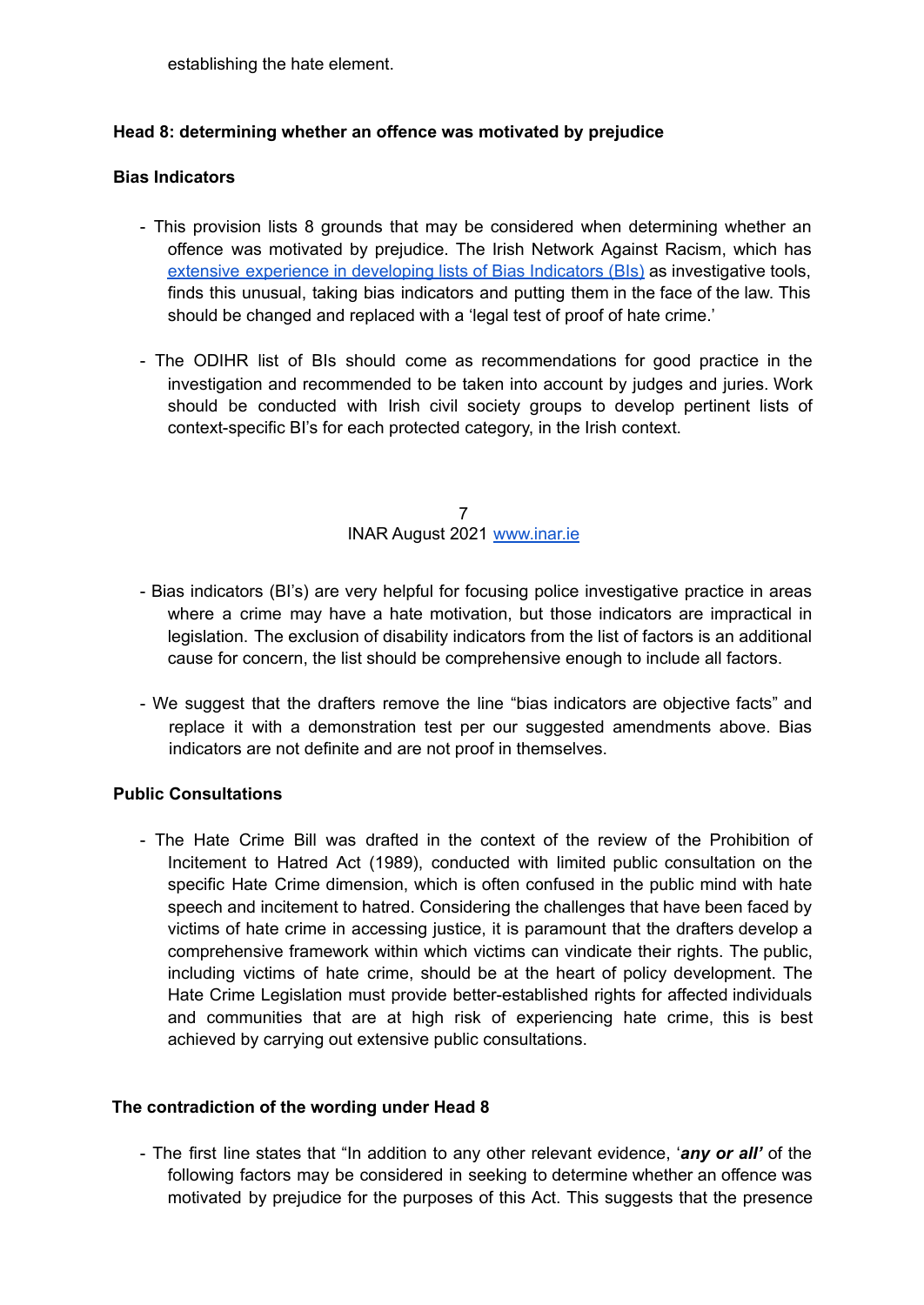establishing the hate element.

### Head 8: determining whether an offence was motivated by prejudice

#### Bias Indicators

- This provision lists 8 grounds that may be considered when determining whether an offence was motivated by prejudice. The Irish Network Against Racism, which has extensive experience in developing lists of Bias Indicators (BIs) as investigative tools, finds this unusual, taking bias indicators and putting them in the face of the law. This should be changed and replaced with a 'legal test of proof of hate crime.'

- The ODIHR list of BIs should come as recommendations for good practice in the investigation and recommended to be taken into account by judges and juries. Work should be conducted with Irish civil society groups to develop pertinent lists of context-specific BI's for each protected category, in the Irish context.

- Bias indicators (BI's) are very helpful for focusing police investigative practice in areas where a crime may have a hate motivation, but those indicators are impractical in legislation. The exclusion of disability indicators from the list of factors is an additional cause for concern, the list should be comprehensive enough to include all factors.

- We suggest that the drafters remove the line "bias indicators are objective facts" and replace it with a demonstration test per our suggested amendments above. Bias indicators are not definite and are not proof in themselves.

#### Public Consultations

- The Hate Crime Bill was drafted in the context of the review of the Prohibition of Incitement to Hatred Act (1989), conducted with limited public consultation on the specific Hate Crime dimension, which is often confused in the public mind with hate speech and incitement to hatred. Considering the challenges that have been faced by victims of hate crime in accessing justice, it is paramount that the drafters develop a comprehensive framework within which victims can vindicate their rights. The public, including victims of hate crime, should be at the heart of policy development. The Hate Crime Legislation must provide better-established rights for affected individuals and communities that are at high risk of experiencing hate crime, this is best achieved by carrying out extensive public consultations.

#### The contradiction of the wording under Head 8

- The first line states that "In addition to any other relevant evidence, '***any or all'*** of the following factors may be considered in seeking to determine whether an offence was motivated by prejudice for the purposes of this Act. This suggests that the presence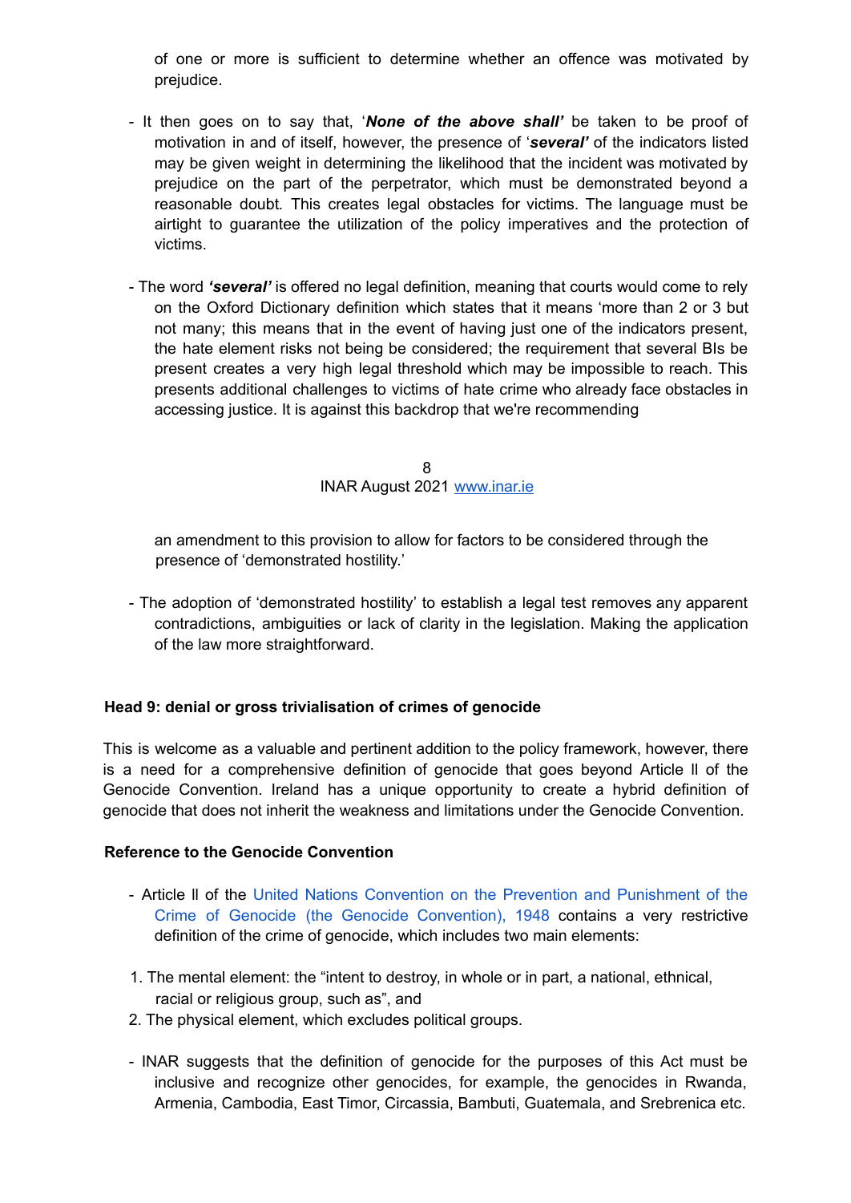of one or more is sufficient to determine whether an offence was motivated by prejudice.

- It then goes on to say that, '***None of the above shall'*** be taken to be proof of motivation in and of itself, however, the presence of '***several'*** of the indicators listed may be given weight in determining the likelihood that the incident was motivated by prejudice on the part of the perpetrator, which must be demonstrated beyond a reasonable doubt. This creates legal obstacles for victims. The language must be airtight to guarantee the utilization of the policy imperatives and the protection of victims.

- The word ***'several'*** is offered no legal definition, meaning that courts would come to rely on the Oxford Dictionary definition which states that it means 'more than 2 or 3 but not many; this means that in the event of having just one of the indicators present, the hate element risks not being be considered; the requirement that several BIs be present creates a very high legal threshold which may be impossible to reach. This presents additional challenges to victims of hate crime who already face obstacles in accessing justice. It is against this backdrop that we're recommending an amendment to this provision to allow for factors to be considered through the presence of 'demonstrated hostility.'

- The adoption of 'demonstrated hostility' to establish a legal test removes any apparent contradictions, ambiguities or lack of clarity in the legislation. Making the application of the law more straightforward.

**Head 9: denial or gross trivialisation of crimes of genocide**

This is welcome as a valuable and pertinent addition to the policy framework, however, there is a need for a comprehensive definition of genocide that goes beyond Article II of the Genocide Convention. Ireland has a unique opportunity to create a hybrid definition of genocide that does not inherit the weakness and limitations under the Genocide Convention.

**Reference to the Genocide Convention**

- Article II of the United Nations Convention on the Prevention and Punishment of the Crime of Genocide (the Genocide Convention), 1948 contains a very restrictive definition of the crime of genocide, which includes two main elements:

1. The mental element: the "intent to destroy, in whole or in part, a national, ethnical, racial or religious group, such as", and
2. The physical element, which excludes political groups.

- INAR suggests that the definition of genocide for the purposes of this Act must be inclusive and recognize other genocides, for example, the genocides in Rwanda, Armenia, Cambodia, East Timor, Circassia, Bambuti, Guatemala, and Srebrenica etc.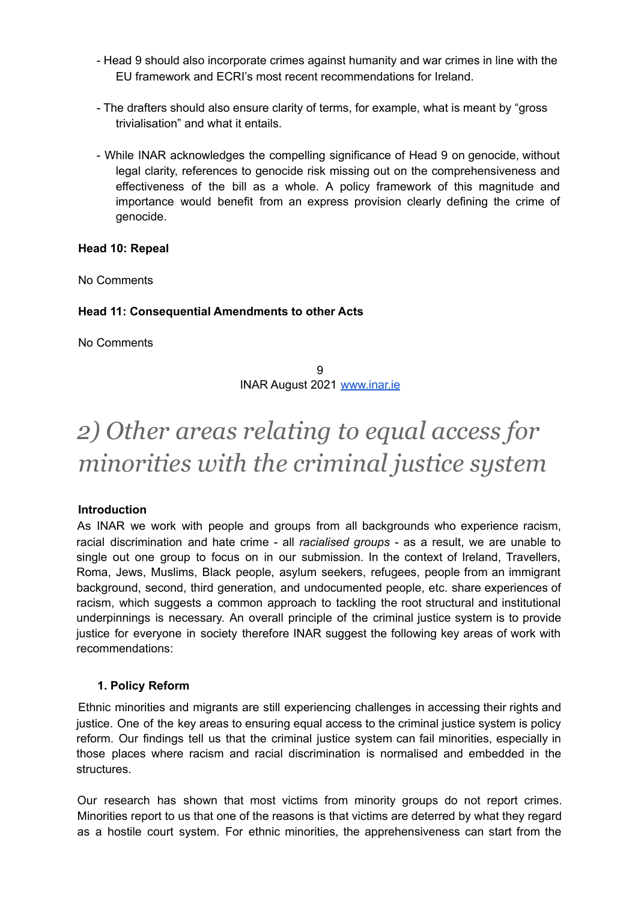- Head 9 should also incorporate crimes against humanity and war crimes in line with the EU framework and ECRI's most recent recommendations for Ireland.

- The drafters should also ensure clarity of terms, for example, what is meant by "gross trivialisation" and what it entails.

- While INAR acknowledges the compelling significance of Head 9 on genocide, without legal clarity, references to genocide risk missing out on the comprehensiveness and effectiveness of the bill as a whole. A policy framework of this magnitude and importance would benefit from an express provision clearly defining the crime of genocide.

**Head 10: Repeal**

No Comments

**Head 11: Consequential Amendments to other Acts**

No Comments

# *2) Other areas relating to equal access for minorities with the criminal justice system*

**Introduction**

As INAR we work with people and groups from all backgrounds who experience racism, racial discrimination and hate crime - all *racialised groups* - as a result, we are unable to single out one group to focus on in our submission. In the context of Ireland, Travellers, Roma, Jews, Muslims, Black people, asylum seekers, refugees, people from an immigrant background, second, third generation, and undocumented people, etc. share experiences of racism, which suggests a common approach to tackling the root structural and institutional underpinnings is necessary. An overall principle of the criminal justice system is to provide justice for everyone in society therefore INAR suggest the following key areas of work with recommendations:

**1. Policy Reform**

Ethnic minorities and migrants are still experiencing challenges in accessing their rights and justice. One of the key areas to ensuring equal access to the criminal justice system is policy reform. Our findings tell us that the criminal justice system can fail minorities, especially in those places where racism and racial discrimination is normalised and embedded in the structures.

Our research has shown that most victims from minority groups do not report crimes. Minorities report to us that one of the reasons is that victims are deterred by what they regard as a hostile court system. For ethnic minorities, the apprehensiveness can start from the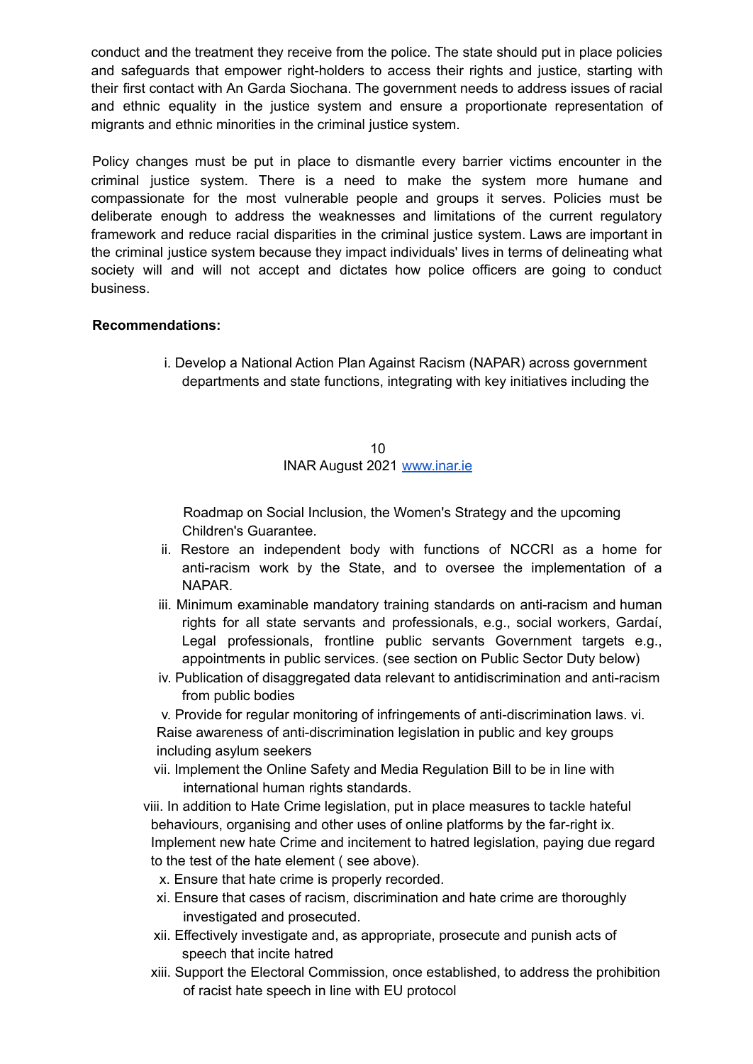conduct and the treatment they receive from the police. The state should put in place policies and safeguards that empower right-holders to access their rights and justice, starting with their first contact with An Garda Siochana. The government needs to address issues of racial and ethnic equality in the justice system and ensure a proportionate representation of migrants and ethnic minorities in the criminal justice system.

Policy changes must be put in place to dismantle every barrier victims encounter in the criminal justice system. There is a need to make the system more humane and compassionate for the most vulnerable people and groups it serves. Policies must be deliberate enough to address the weaknesses and limitations of the current regulatory framework and reduce racial disparities in the criminal justice system. Laws are important in the criminal justice system because they impact individuals' lives in terms of delineating what society will and will not accept and dictates how police officers are going to conduct business.

**Recommendations:**

i. Develop a National Action Plan Against Racism (NAPAR) across government departments and state functions, integrating with key initiatives including the Roadmap on Social Inclusion, the Women's Strategy and the upcoming Children's Guarantee.

ii. Restore an independent body with functions of NCCRI as a home for anti-racism work by the State, and to oversee the implementation of a NAPAR.

iii. Minimum examinable mandatory training standards on anti-racism and human rights for all state servants and professionals, e.g., social workers, Gardaí, Legal professionals, frontline public servants Government targets e.g., appointments in public services. (see section on Public Sector Duty below)

iv. Publication of disaggregated data relevant to antidiscrimination and anti-racism from public bodies

v. Provide for regular monitoring of infringements of anti-discrimination laws.

vi. Raise awareness of anti-discrimination legislation in public and key groups including asylum seekers

vii. Implement the Online Safety and Media Regulation Bill to be in line with international human rights standards.

viii. In addition to Hate Crime legislation, put in place measures to tackle hateful behaviours, organising and other uses of online platforms by the far-right

ix. Implement new hate Crime and incitement to hatred legislation, paying due regard to the test of the hate element ( see above).

x. Ensure that hate crime is properly recorded.

xi. Ensure that cases of racism, discrimination and hate crime are thoroughly investigated and prosecuted.

xii. Effectively investigate and, as appropriate, prosecute and punish acts of speech that incite hatred

xiii. Support the Electoral Commission, once established, to address the prohibition of racist hate speech in line with EU protocol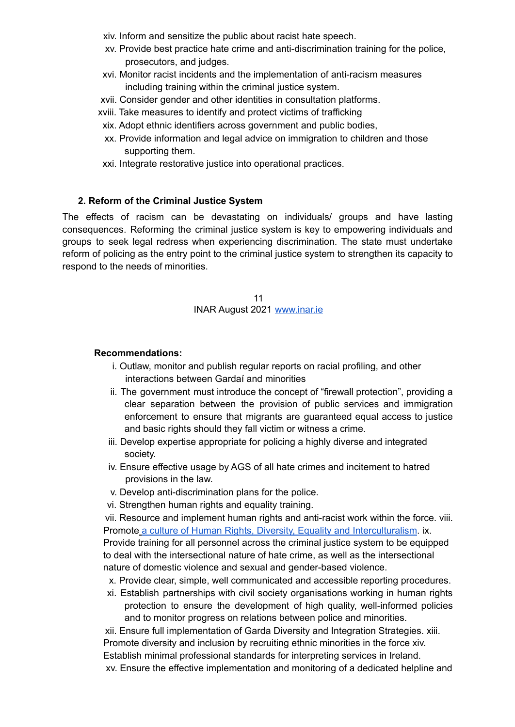xiv. Inform and sensitize the public about racist hate speech.
xv. Provide best practice hate crime and anti-discrimination training for the police, prosecutors, and judges.
xvi. Monitor racist incidents and the implementation of anti-racism measures including training within the criminal justice system.
xvii. Consider gender and other identities in consultation platforms.
xviii. Take measures to identify and protect victims of trafficking
xix. Adopt ethnic identifiers across government and public bodies,
xx. Provide information and legal advice on immigration to children and those supporting them.
xxi. Integrate restorative justice into operational practices.

### 2. Reform of the Criminal Justice System

The effects of racism can be devastating on individuals/ groups and have lasting consequences. Reforming the criminal justice system is key to empowering individuals and groups to seek legal redress when experiencing discrimination. The state must undertake reform of policing as the entry point to the criminal justice system to strengthen its capacity to respond to the needs of minorities.

**Recommendations:**

i. Outlaw, monitor and publish regular reports on racial profiling, and other interactions between Gardaí and minorities
ii. The government must introduce the concept of "firewall protection", providing a clear separation between the provision of public services and immigration enforcement to ensure that migrants are guaranteed equal access to justice and basic rights should they fall victim or witness a crime.
iii. Develop expertise appropriate for policing a highly diverse and integrated society.
iv. Ensure effective usage by AGS of all hate crimes and incitement to hatred provisions in the law.
v. Develop anti-discrimination plans for the police.
vi. Strengthen human rights and equality training.
vii. Resource and implement human rights and anti-racist work within the force.
viii. Promote a culture of Human Rights, Diversity, Equality and Interculturalism.
ix. Provide training for all personnel across the criminal justice system to be equipped to deal with the intersectional nature of hate crime, as well as the intersectional nature of domestic violence and sexual and gender-based violence.
x. Provide clear, simple, well communicated and accessible reporting procedures.
xi. Establish partnerships with civil society organisations working in human rights protection to ensure the development of high quality, well-informed policies and to monitor progress on relations between police and minorities.
xii. Ensure full implementation of Garda Diversity and Integration Strategies.
xiii. Promote diversity and inclusion by recruiting ethnic minorities in the force
xiv. Establish minimal professional standards for interpreting services in Ireland.
xv. Ensure the effective implementation and monitoring of a dedicated helpline and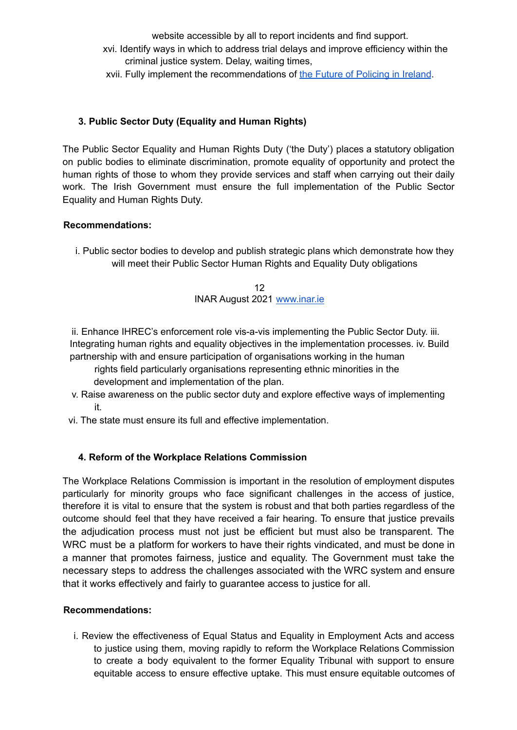website accessible by all to report incidents and find support.

xvi. Identify ways in which to address trial delays and improve efficiency within the criminal justice system. Delay, waiting times,

xvii. Fully implement the recommendations of [the Future of Policing in Ireland](#).

### 3. Public Sector Duty (Equality and Human Rights)

The Public Sector Equality and Human Rights Duty ('the Duty') places a statutory obligation on public bodies to eliminate discrimination, promote equality of opportunity and protect the human rights of those to whom they provide services and staff when carrying out their daily work. The Irish Government must ensure the full implementation of the Public Sector Equality and Human Rights Duty.

**Recommendations:**

i. Public sector bodies to develop and publish strategic plans which demonstrate how they will meet their Public Sector Human Rights and Equality Duty obligations

ii. Enhance IHREC's enforcement role vis-a-vis implementing the Public Sector Duty.

iii. Integrating human rights and equality objectives in the implementation processes.

iv. Build partnership with and ensure participation of organisations working in the human rights field particularly organisations representing ethnic minorities in the development and implementation of the plan.

v. Raise awareness on the public sector duty and explore effective ways of implementing it.

vi. The state must ensure its full and effective implementation.

### 4. Reform of the Workplace Relations Commission

The Workplace Relations Commission is important in the resolution of employment disputes particularly for minority groups who face significant challenges in the access of justice, therefore it is vital to ensure that the system is robust and that both parties regardless of the outcome should feel that they have received a fair hearing. To ensure that justice prevails the adjudication process must not just be efficient but must also be transparent. The WRC must be a platform for workers to have their rights vindicated, and must be done in a manner that promotes fairness, justice and equality. The Government must take the necessary steps to address the challenges associated with the WRC system and ensure that it works effectively and fairly to guarantee access to justice for all.

**Recommendations:**

i. Review the effectiveness of Equal Status and Equality in Employment Acts and access to justice using them, moving rapidly to reform the Workplace Relations Commission to create a body equivalent to the former Equality Tribunal with support to ensure equitable access to ensure effective uptake. This must ensure equitable outcomes of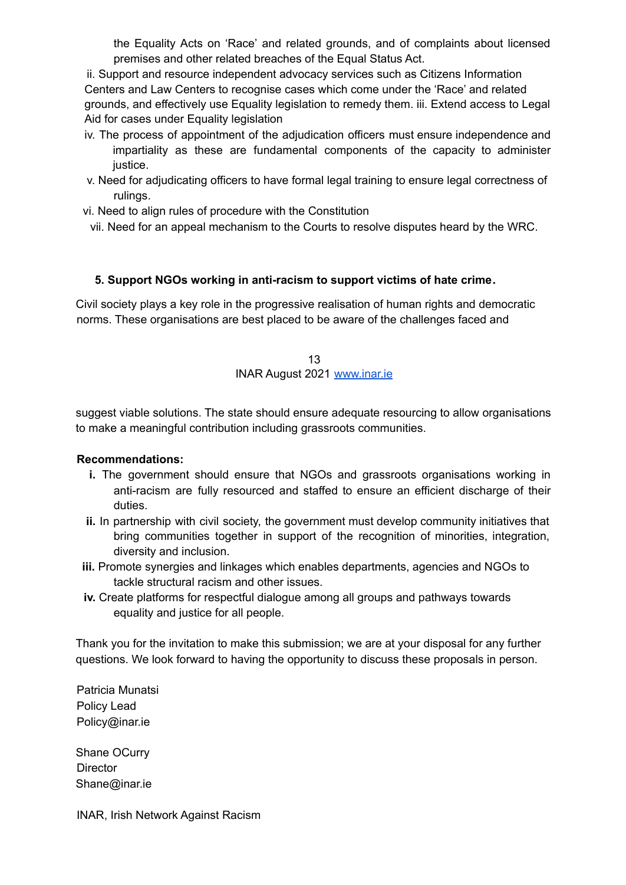the Equality Acts on 'Race' and related grounds, and of complaints about licensed premises and other related breaches of the Equal Status Act.

ii. Support and resource independent advocacy services such as Citizens Information Centers and Law Centers to recognise cases which come under the 'Race' and related grounds, and effectively use Equality legislation to remedy them.
iii. Extend access to Legal Aid for cases under Equality legislation
iv. The process of appointment of the adjudication officers must ensure independence and impartiality as these are fundamental components of the capacity to administer justice.
v. Need for adjudicating officers to have formal legal training to ensure legal correctness of rulings.
vi. Need to align rules of procedure with the Constitution
vii. Need for an appeal mechanism to the Courts to resolve disputes heard by the WRC.

### 5. Support NGOs working in anti-racism to support victims of hate crime.

Civil society plays a key role in the progressive realisation of human rights and democratic norms. These organisations are best placed to be aware of the challenges faced and suggest viable solutions. The state should ensure adequate resourcing to allow organisations to make a meaningful contribution including grassroots communities.

**Recommendations:**

**i.** The government should ensure that NGOs and grassroots organisations working in anti-racism are fully resourced and staffed to ensure an efficient discharge of their duties.
**ii.** In partnership with civil society, the government must develop community initiatives that bring communities together in support of the recognition of minorities, integration, diversity and inclusion.
**iii.** Promote synergies and linkages which enables departments, agencies and NGOs to tackle structural racism and other issues.
**iv.** Create platforms for respectful dialogue among all groups and pathways towards equality and justice for all people.

Thank you for the invitation to make this submission; we are at your disposal for any further questions. We look forward to having the opportunity to discuss these proposals in person.

Patricia Munatsi
Policy Lead
Policy@inar.ie

Shane OCurry
Director
Shane@inar.ie

INAR, Irish Network Against Racism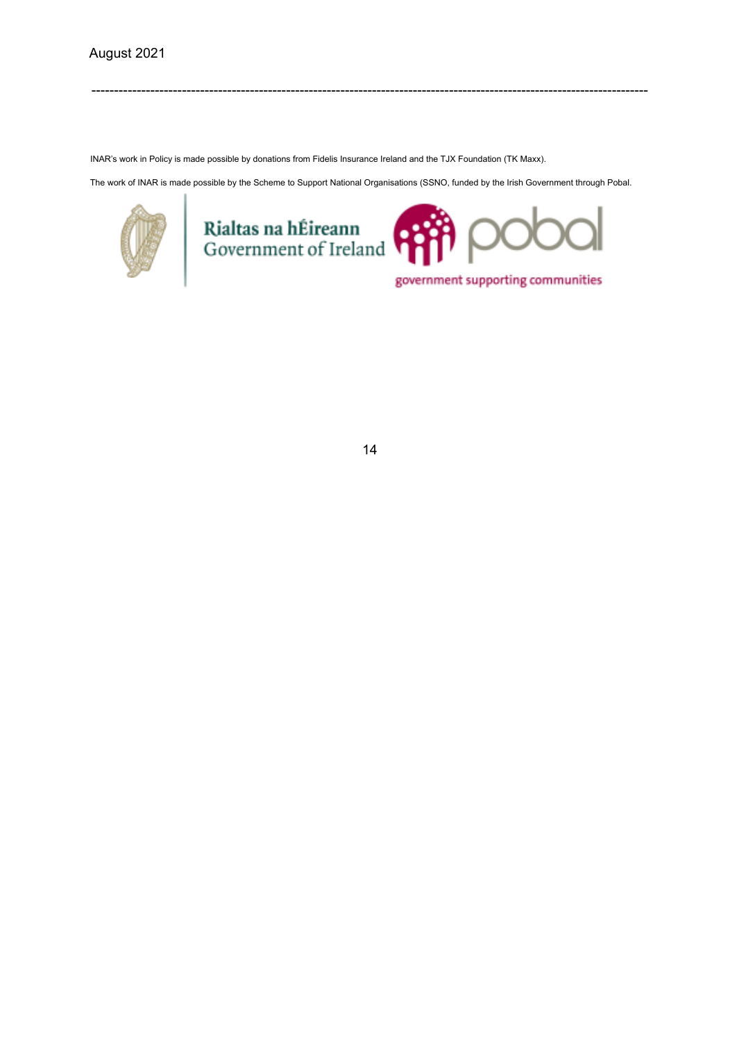August 2021

---

INAR's work in Policy is made possible by donations from Fidelis Insurance Ireland and the TJX Foundation (TK Maxx).

The work of INAR is made possible by the Scheme to Support National Organisations (SSNO, funded by the Irish Government through Pobal.

Rialtas na hÉireann
Government of Ireland

pobal
government supporting communities